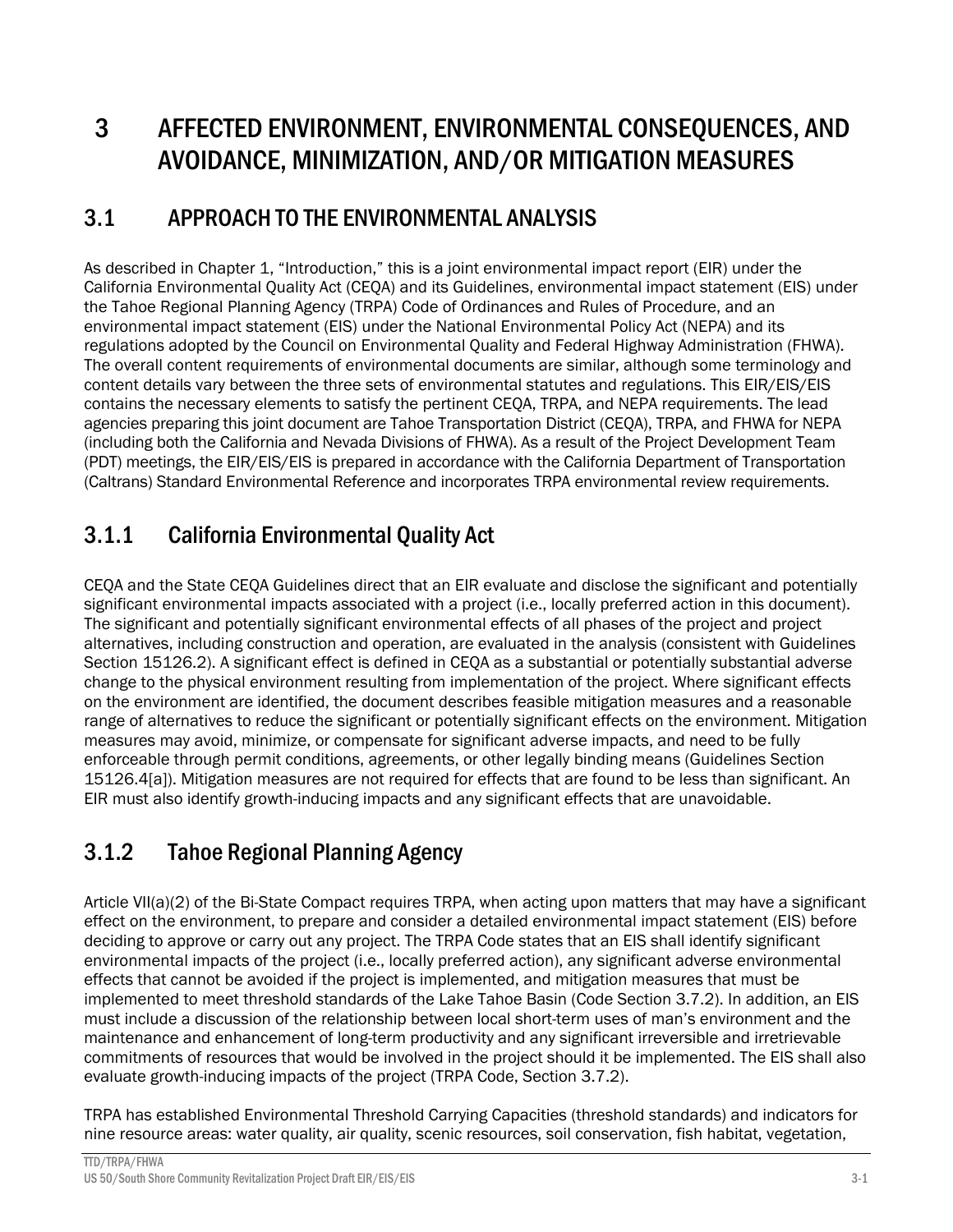# 3 AFFECTED ENVIRONMENT, ENVIRONMENTAL CONSEQUENCES, AND AVOIDANCE, MINIMIZATION, AND/OR MITIGATION MEASURES

## 3.1 APPROACH TO THE ENVIRONMENTAL ANALYSIS

As described in Chapter 1, "Introduction," this is a joint environmental impact report (EIR) under the California Environmental Quality Act (CEQA) and its Guidelines, environmental impact statement (EIS) under the Tahoe Regional Planning Agency (TRPA) Code of Ordinances and Rules of Procedure, and an environmental impact statement (EIS) under the National Environmental Policy Act (NEPA) and its regulations adopted by the Council on Environmental Quality and Federal Highway Administration (FHWA). The overall content requirements of environmental documents are similar, although some terminology and content details vary between the three sets of environmental statutes and regulations. This EIR/EIS/EIS contains the necessary elements to satisfy the pertinent CEQA, TRPA, and NEPA requirements. The lead agencies preparing this joint document are Tahoe Transportation District (CEQA), TRPA, and FHWA for NEPA (including both the California and Nevada Divisions of FHWA). As a result of the Project Development Team (PDT) meetings, the EIR/EIS/EIS is prepared in accordance with the California Department of Transportation (Caltrans) Standard Environmental Reference and incorporates TRPA environmental review requirements.

### 3.1.1 California Environmental Quality Act

CEQA and the State CEQA Guidelines direct that an EIR evaluate and disclose the significant and potentially significant environmental impacts associated with a project (i.e., locally preferred action in this document). The significant and potentially significant environmental effects of all phases of the project and project alternatives, including construction and operation, are evaluated in the analysis (consistent with Guidelines Section 15126.2). A significant effect is defined in CEQA as a substantial or potentially substantial adverse change to the physical environment resulting from implementation of the project. Where significant effects on the environment are identified, the document describes feasible mitigation measures and a reasonable range of alternatives to reduce the significant or potentially significant effects on the environment. Mitigation measures may avoid, minimize, or compensate for significant adverse impacts, and need to be fully enforceable through permit conditions, agreements, or other legally binding means (Guidelines Section 15126.4[a]). Mitigation measures are not required for effects that are found to be less than significant. An EIR must also identify growth-inducing impacts and any significant effects that are unavoidable.

### 3.1.2 Tahoe Regional Planning Agency

Article VII(a)(2) of the Bi-State Compact requires TRPA, when acting upon matters that may have a significant effect on the environment, to prepare and consider a detailed environmental impact statement (EIS) before deciding to approve or carry out any project. The TRPA Code states that an EIS shall identify significant environmental impacts of the project (i.e., locally preferred action), any significant adverse environmental effects that cannot be avoided if the project is implemented, and mitigation measures that must be implemented to meet threshold standards of the Lake Tahoe Basin (Code Section 3.7.2). In addition, an EIS must include a discussion of the relationship between local short-term uses of man's environment and the maintenance and enhancement of long-term productivity and any significant irreversible and irretrievable commitments of resources that would be involved in the project should it be implemented. The EIS shall also evaluate growth-inducing impacts of the project (TRPA Code, Section 3.7.2).

TRPA has established Environmental Threshold Carrying Capacities (threshold standards) and indicators for nine resource areas: water quality, air quality, scenic resources, soil conservation, fish habitat, vegetation,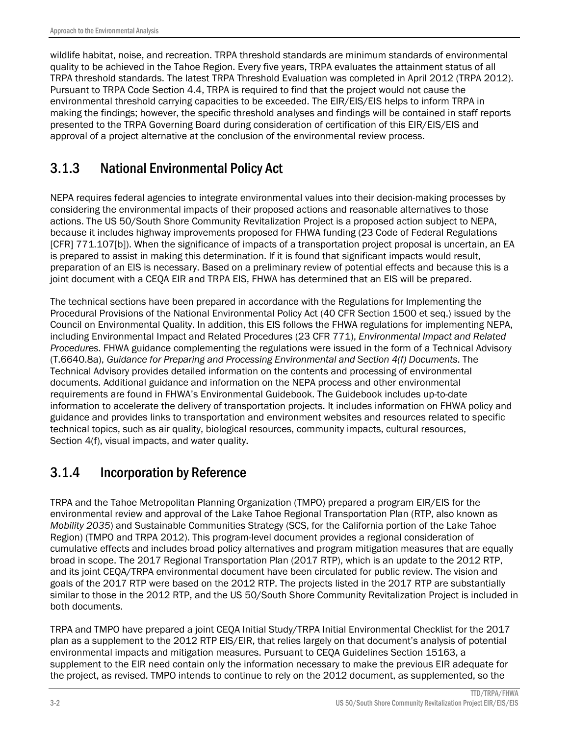wildlife habitat, noise, and recreation. TRPA threshold standards are minimum standards of environmental quality to be achieved in the Tahoe Region. Every five years, TRPA evaluates the attainment status of all TRPA threshold standards. The latest TRPA Threshold Evaluation was completed in April 2012 (TRPA 2012). Pursuant to TRPA Code Section 4.4, TRPA is required to find that the project would not cause the environmental threshold carrying capacities to be exceeded. The EIR/EIS/EIS helps to inform TRPA in making the findings; however, the specific threshold analyses and findings will be contained in staff reports presented to the TRPA Governing Board during consideration of certification of this EIR/EIS/EIS and approval of a project alternative at the conclusion of the environmental review process.

## 3.1.3 National Environmental Policy Act

NEPA requires federal agencies to integrate environmental values into their decision-making processes by considering the environmental impacts of their proposed actions and reasonable alternatives to those actions. The US 50/South Shore Community Revitalization Project is a proposed action subject to NEPA, because it includes highway improvements proposed for FHWA funding (23 Code of Federal Regulations [CFR] 771.107[b]). When the significance of impacts of a transportation project proposal is uncertain, an EA is prepared to assist in making this determination. If it is found that significant impacts would result, preparation of an EIS is necessary. Based on a preliminary review of potential effects and because this is a joint document with a CEQA EIR and TRPA EIS, FHWA has determined that an EIS will be prepared.

The technical sections have been prepared in accordance with the Regulations for Implementing the Procedural Provisions of the National Environmental Policy Act (40 CFR Section 1500 et seq.) issued by the Council on Environmental Quality. In addition, this EIS follows the FHWA regulations for implementing NEPA, including Environmental Impact and Related Procedures (23 CFR 771), *Environmental Impact and Related Procedures*. FHWA guidance complementing the regulations were issued in the form of a Technical Advisory (T.6640.8a), *Guidance for Preparing and Processing Environmental and Section 4(f) Documents*. The Technical Advisory provides detailed information on the contents and processing of environmental documents. Additional guidance and information on the NEPA process and other environmental requirements are found in FHWA's Environmental Guidebook. The Guidebook includes up-to-date information to accelerate the delivery of transportation projects. It includes information on FHWA policy and guidance and provides links to transportation and environment websites and resources related to specific technical topics, such as air quality, biological resources, community impacts, cultural resources, Section 4(f), visual impacts, and water quality.

## 3.1.4 Incorporation by Reference

TRPA and the Tahoe Metropolitan Planning Organization (TMPO) prepared a program EIR/EIS for the environmental review and approval of the Lake Tahoe Regional Transportation Plan (RTP, also known as *Mobility 2035*) and Sustainable Communities Strategy (SCS, for the California portion of the Lake Tahoe Region) (TMPO and TRPA 2012). This program-level document provides a regional consideration of cumulative effects and includes broad policy alternatives and program mitigation measures that are equally broad in scope. The 2017 Regional Transportation Plan (2017 RTP), which is an update to the 2012 RTP, and its joint CEQA/TRPA environmental document have been circulated for public review. The vision and goals of the 2017 RTP were based on the 2012 RTP. The projects listed in the 2017 RTP are substantially similar to those in the 2012 RTP, and the US 50/South Shore Community Revitalization Project is included in both documents.

TRPA and TMPO have prepared a joint CEQA Initial Study/TRPA Initial Environmental Checklist for the 2017 plan as a supplement to the 2012 RTP EIS/EIR, that relies largely on that document's analysis of potential environmental impacts and mitigation measures. Pursuant to CEQA Guidelines Section 15163, a supplement to the EIR need contain only the information necessary to make the previous EIR adequate for the project, as revised. TMPO intends to continue to rely on the 2012 document, as supplemented, so the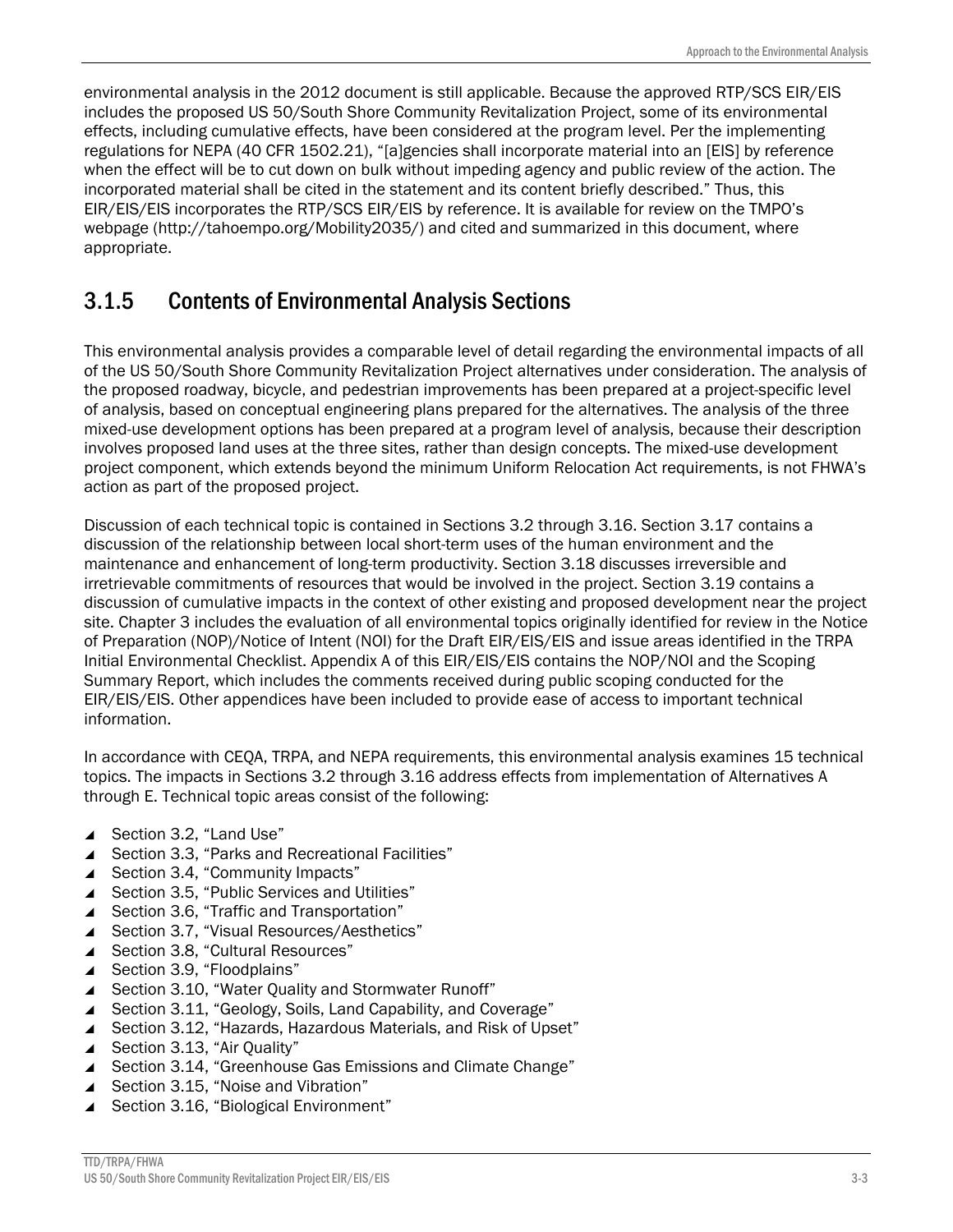environmental analysis in the 2012 document is still applicable. Because the approved RTP/SCS EIR/EIS includes the proposed US 50/South Shore Community Revitalization Project, some of its environmental effects, including cumulative effects, have been considered at the program level. Per the implementing regulations for NEPA (40 CFR 1502.21), "[a]gencies shall incorporate material into an [EIS] by reference when the effect will be to cut down on bulk without impeding agency and public review of the action. The incorporated material shall be cited in the statement and its content briefly described." Thus, this EIR/EIS/EIS incorporates the RTP/SCS EIR/EIS by reference. It is available for review on the TMPO's webpage (http://tahoempo.org/Mobility2035/) and cited and summarized in this document, where appropriate.

## 3.1.5 Contents of Environmental Analysis Sections

This environmental analysis provides a comparable level of detail regarding the environmental impacts of all of the US 50/South Shore Community Revitalization Project alternatives under consideration. The analysis of the proposed roadway, bicycle, and pedestrian improvements has been prepared at a project-specific level of analysis, based on conceptual engineering plans prepared for the alternatives. The analysis of the three mixed-use development options has been prepared at a program level of analysis, because their description involves proposed land uses at the three sites, rather than design concepts. The mixed-use development project component, which extends beyond the minimum Uniform Relocation Act requirements, is not FHWA's action as part of the proposed project.

Discussion of each technical topic is contained in Sections 3.2 through 3.16. Section 3.17 contains a discussion of the relationship between local short-term uses of the human environment and the maintenance and enhancement of long-term productivity. Section 3.18 discusses irreversible and irretrievable commitments of resources that would be involved in the project. Section 3.19 contains a discussion of cumulative impacts in the context of other existing and proposed development near the project site. Chapter 3 includes the evaluation of all environmental topics originally identified for review in the Notice of Preparation (NOP)/Notice of Intent (NOI) for the Draft EIR/EIS/EIS and issue areas identified in the TRPA Initial Environmental Checklist. Appendix A of this EIR/EIS/EIS contains the NOP/NOI and the Scoping Summary Report, which includes the comments received during public scoping conducted for the EIR/EIS/EIS. Other appendices have been included to provide ease of access to important technical information.

In accordance with CEQA, TRPA, and NEPA requirements, this environmental analysis examines 15 technical topics. The impacts in Sections 3.2 through 3.16 address effects from implementation of Alternatives A through E. Technical topic areas consist of the following:

- Section 3.2, "Land Use"
- Section 3.3, "Parks and Recreational Facilities"
- Section 3.4, "Community Impacts"
- Section 3.5, "Public Services and Utilities"
- Section 3.6, "Traffic and Transportation"
- Section 3.7, "Visual Resources/Aesthetics"
- Section 3.8, "Cultural Resources"
- Section 3.9, "Floodplains"
- Section 3.10, "Water Quality and Stormwater Runoff"
- Section 3.11, "Geology, Soils, Land Capability, and Coverage"
- Section 3.12, "Hazards, Hazardous Materials, and Risk of Upset"
- Section 3.13, "Air Quality"
- Section 3.14, "Greenhouse Gas Emissions and Climate Change"
- Section 3.15, "Noise and Vibration"
- Section 3.16, "Biological Environment"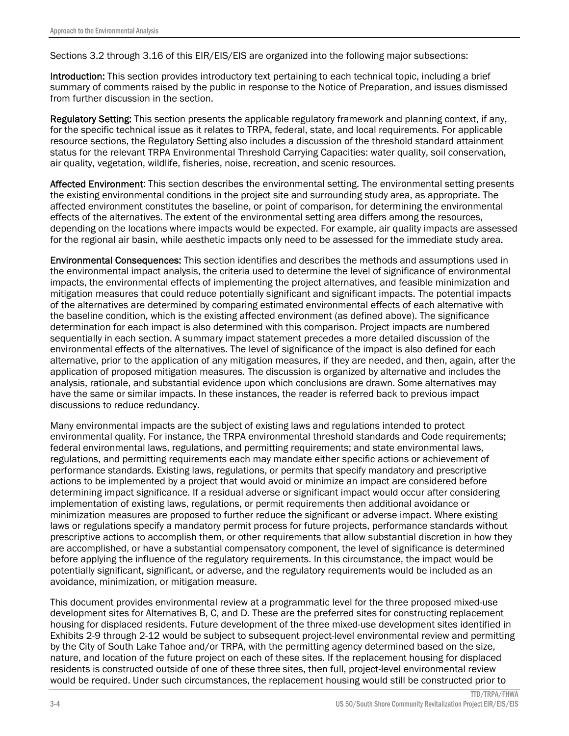Sections 3.2 through 3.16 of this EIR/EIS/EIS are organized into the following major subsections:

**Introduction:** This section provides introductory text pertaining to each technical topic, including a brief summary of comments raised by the public in response to the Notice of Preparation, and issues dismissed from further discussion in the section.

**Regulatory Setting:** This section presents the applicable regulatory framework and planning context, if any, for the specific technical issue as it relates to TRPA, federal, state, and local requirements. For applicable resource sections, the Regulatory Setting also includes a discussion of the threshold standard attainment status for the relevant TRPA Environmental Threshold Carrying Capacities: water quality, soil conservation, air quality, vegetation, wildlife, fisheries, noise, recreation, and scenic resources.

**Affected Environment:** This section describes the environmental setting. The environmental setting presents the existing environmental conditions in the project site and surrounding study area, as appropriate. The affected environment constitutes the baseline, or point of comparison, for determining the environmental effects of the alternatives. The extent of the environmental setting area differs among the resources, depending on the locations where impacts would be expected. For example, air quality impacts are assessed for the regional air basin, while aesthetic impacts only need to be assessed for the immediate study area.

**Environmental Consequences:** This section identifies and describes the methods and assumptions used in the environmental impact analysis, the criteria used to determine the level of significance of environmental impacts, the environmental effects of implementing the project alternatives, and feasible minimization and mitigation measures that could reduce potentially significant and significant impacts. The potential impacts of the alternatives are determined by comparing estimated environmental effects of each alternative with the baseline condition, which is the existing affected environment (as defined above). The significance determination for each impact is also determined with this comparison. Project impacts are numbered sequentially in each section. A summary impact statement precedes a more detailed discussion of the environmental effects of the alternatives. The level of significance of the impact is also defined for each alternative, prior to the application of any mitigation measures, if they are needed, and then, again, after the application of proposed mitigation measures. The discussion is organized by alternative and includes the analysis, rationale, and substantial evidence upon which conclusions are drawn. Some alternatives may have the same or similar impacts. In these instances, the reader is referred back to previous impact discussions to reduce redundancy.

Many environmental impacts are the subject of existing laws and regulations intended to protect environmental quality. For instance, the TRPA environmental threshold standards and Code requirements; federal environmental laws, regulations, and permitting requirements; and state environmental laws, regulations, and permitting requirements each may mandate either specific actions or achievement of performance standards. Existing laws, regulations, or permits that specify mandatory and prescriptive actions to be implemented by a project that would avoid or minimize an impact are considered before determining impact significance. If a residual adverse or significant impact would occur after considering implementation of existing laws, regulations, or permit requirements then additional avoidance or minimization measures are proposed to further reduce the significant or adverse impact. Where existing laws or regulations specify a mandatory permit process for future projects, performance standards without prescriptive actions to accomplish them, or other requirements that allow substantial discretion in how they are accomplished, or have a substantial compensatory component, the level of significance is determined before applying the influence of the regulatory requirements. In this circumstance, the impact would be potentially significant, significant, or adverse, and the regulatory requirements would be included as an avoidance, minimization, or mitigation measure.

This document provides environmental review at a programmatic level for the three proposed mixed-use development sites for Alternatives B, C, and D. These are the preferred sites for constructing replacement housing for displaced residents. Future development of the three mixed-use development sites identified in Exhibits 2-9 through 2-12 would be subject to subsequent project-level environmental review and permitting by the City of South Lake Tahoe and/or TRPA, with the permitting agency determined based on the size, nature, and location of the future project on each of these sites. If the replacement housing for displaced residents is constructed outside of one of these three sites, then full, project-level environmental review would be required. Under such circumstances, the replacement housing would still be constructed prior to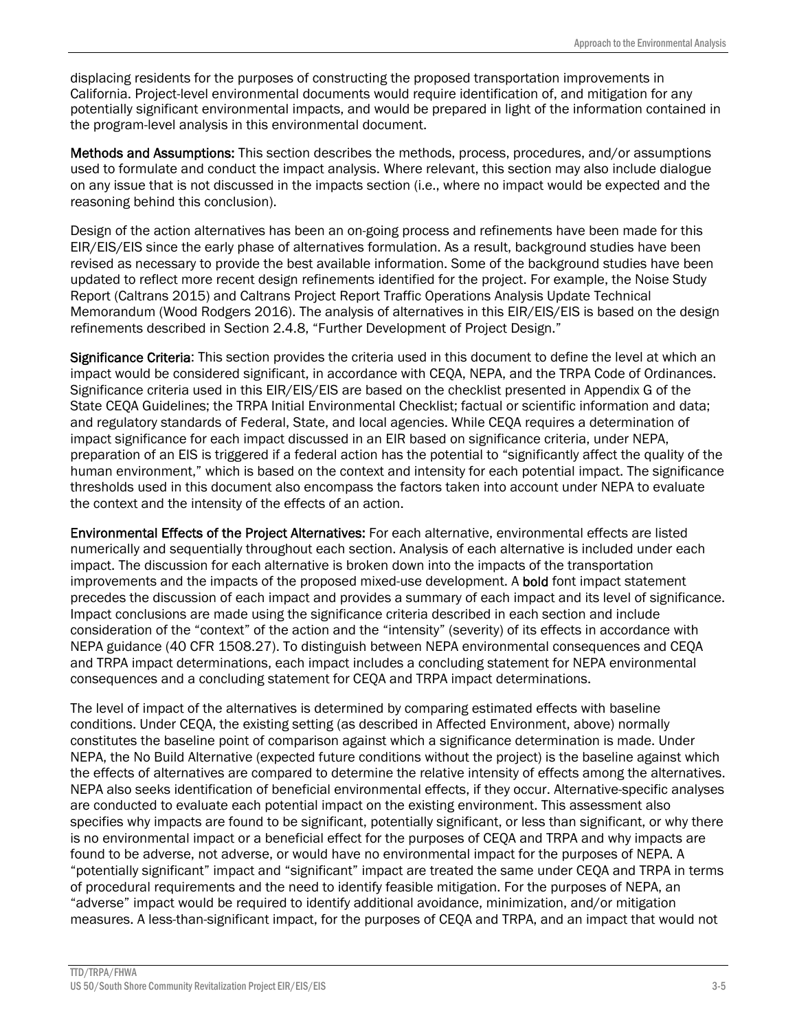displacing residents for the purposes of constructing the proposed transportation improvements in California. Project-level environmental documents would require identification of, and mitigation for any potentially significant environmental impacts, and would be prepared in light of the information contained in the program-level analysis in this environmental document.

**Methods and Assumptions:** This section describes the methods, process, procedures, and/or assumptions used to formulate and conduct the impact analysis. Where relevant, this section may also include dialogue on any issue that is not discussed in the impacts section (i.e., where no impact would be expected and the reasoning behind this conclusion).

Design of the action alternatives has been an on-going process and refinements have been made for this EIR/EIS/EIS since the early phase of alternatives formulation. As a result, background studies have been revised as necessary to provide the best available information. Some of the background studies have been updated to reflect more recent design refinements identified for the project. For example, the Noise Study Report (Caltrans 2015) and Caltrans Project Report Traffic Operations Analysis Update Technical Memorandum (Wood Rodgers 2016). The analysis of alternatives in this EIR/EIS/EIS is based on the design refinements described in Section 2.4.8, "Further Development of Project Design."

**Significance Criteria:** This section provides the criteria used in this document to define the level at which an impact would be considered significant, in accordance with CEQA, NEPA, and the TRPA Code of Ordinances. Significance criteria used in this EIR/EIS/EIS are based on the checklist presented in Appendix G of the State CEQA Guidelines; the TRPA Initial Environmental Checklist; factual or scientific information and data; and regulatory standards of Federal, State, and local agencies. While CEQA requires a determination of impact significance for each impact discussed in an EIR based on significance criteria, under NEPA, preparation of an EIS is triggered if a federal action has the potential to "significantly affect the quality of the human environment," which is based on the context and intensity for each potential impact. The significance thresholds used in this document also encompass the factors taken into account under NEPA to evaluate the context and the intensity of the effects of an action.

**Environmental Effects of the Project Alternatives:** For each alternative, environmental effects are listed numerically and sequentially throughout each section. Analysis of each alternative is included under each impact. The discussion for each alternative is broken down into the impacts of the transportation improvements and the impacts of the proposed mixed-use development. A **bold** font impact statement precedes the discussion of each impact and provides a summary of each impact and its level of significance. Impact conclusions are made using the significance criteria described in each section and include consideration of the "context" of the action and the "intensity" (severity) of its effects in accordance with NEPA guidance (40 CFR 1508.27). To distinguish between NEPA environmental consequences and CEQA and TRPA impact determinations, each impact includes a concluding statement for NEPA environmental consequences and a concluding statement for CEQA and TRPA impact determinations.

The level of impact of the alternatives is determined by comparing estimated effects with baseline conditions. Under CEQA, the existing setting (as described in Affected Environment, above) normally constitutes the baseline point of comparison against which a significance determination is made. Under NEPA, the No Build Alternative (expected future conditions without the project) is the baseline against which the effects of alternatives are compared to determine the relative intensity of effects among the alternatives. NEPA also seeks identification of beneficial environmental effects, if they occur. Alternative-specific analyses are conducted to evaluate each potential impact on the existing environment. This assessment also specifies why impacts are found to be significant, potentially significant, or less than significant, or why there is no environmental impact or a beneficial effect for the purposes of CEQA and TRPA and why impacts are found to be adverse, not adverse, or would have no environmental impact for the purposes of NEPA. A "potentially significant" impact and "significant" impact are treated the same under CEQA and TRPA in terms of procedural requirements and the need to identify feasible mitigation. For the purposes of NEPA, an "adverse" impact would be required to identify additional avoidance, minimization, and/or mitigation measures. A less-than-significant impact, for the purposes of CEQA and TRPA, and an impact that would not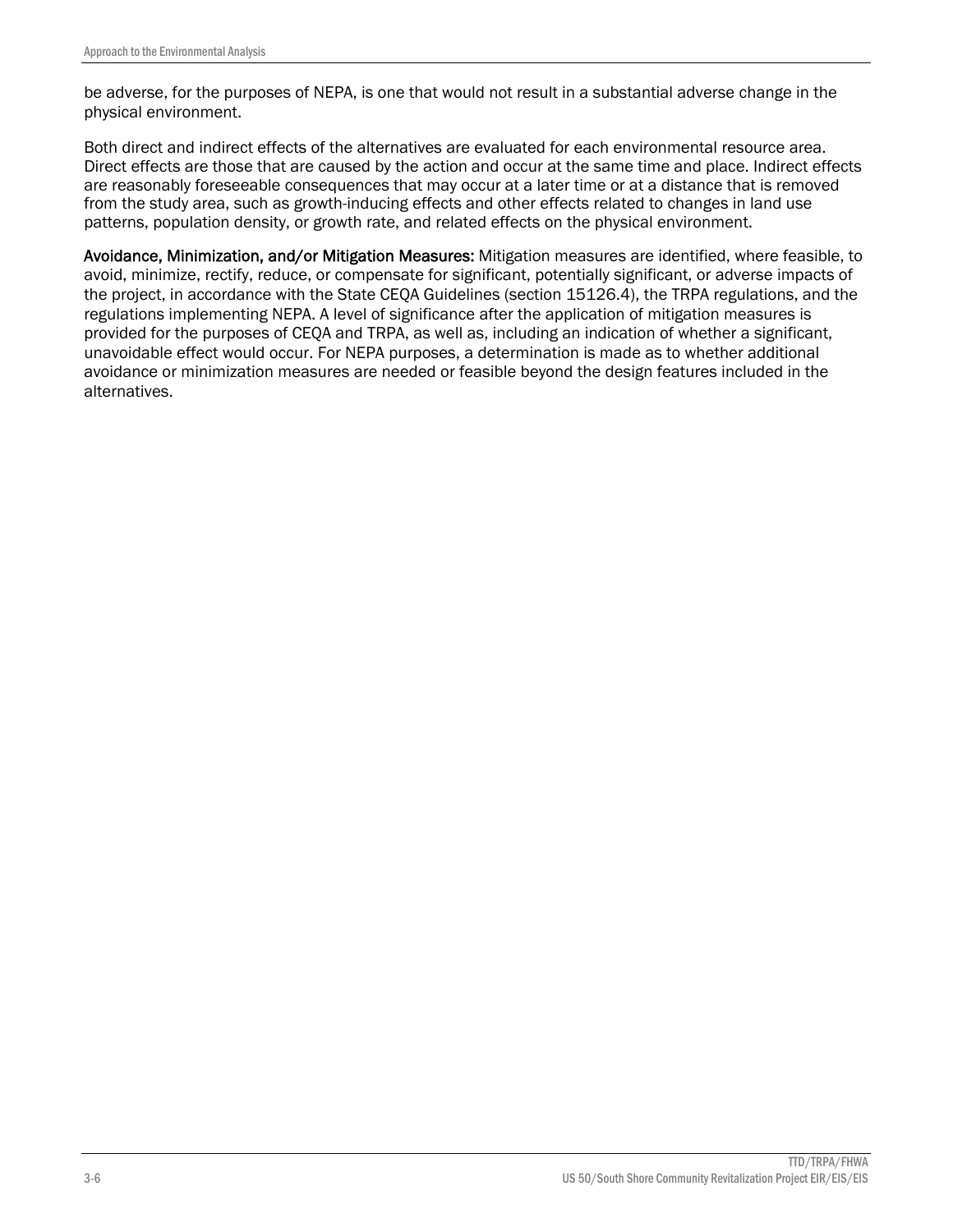be adverse, for the purposes of NEPA, is one that would not result in a substantial adverse change in the physical environment.

Both direct and indirect effects of the alternatives are evaluated for each environmental resource area. Direct effects are those that are caused by the action and occur at the same time and place. Indirect effects are reasonably foreseeable consequences that may occur at a later time or at a distance that is removed from the study area, such as growth-inducing effects and other effects related to changes in land use patterns, population density, or growth rate, and related effects on the physical environment.

**Avoidance, Minimization, and/or Mitigation Measures:** Mitigation measures are identified, where feasible, to avoid, minimize, rectify, reduce, or compensate for significant, potentially significant, or adverse impacts of the project, in accordance with the State CEQA Guidelines (section 15126.4), the TRPA regulations, and the regulations implementing NEPA. A level of significance after the application of mitigation measures is provided for the purposes of CEQA and TRPA, as well as, including an indication of whether a significant, unavoidable effect would occur. For NEPA purposes, a determination is made as to whether additional avoidance or minimization measures are needed or feasible beyond the design features included in the alternatives.